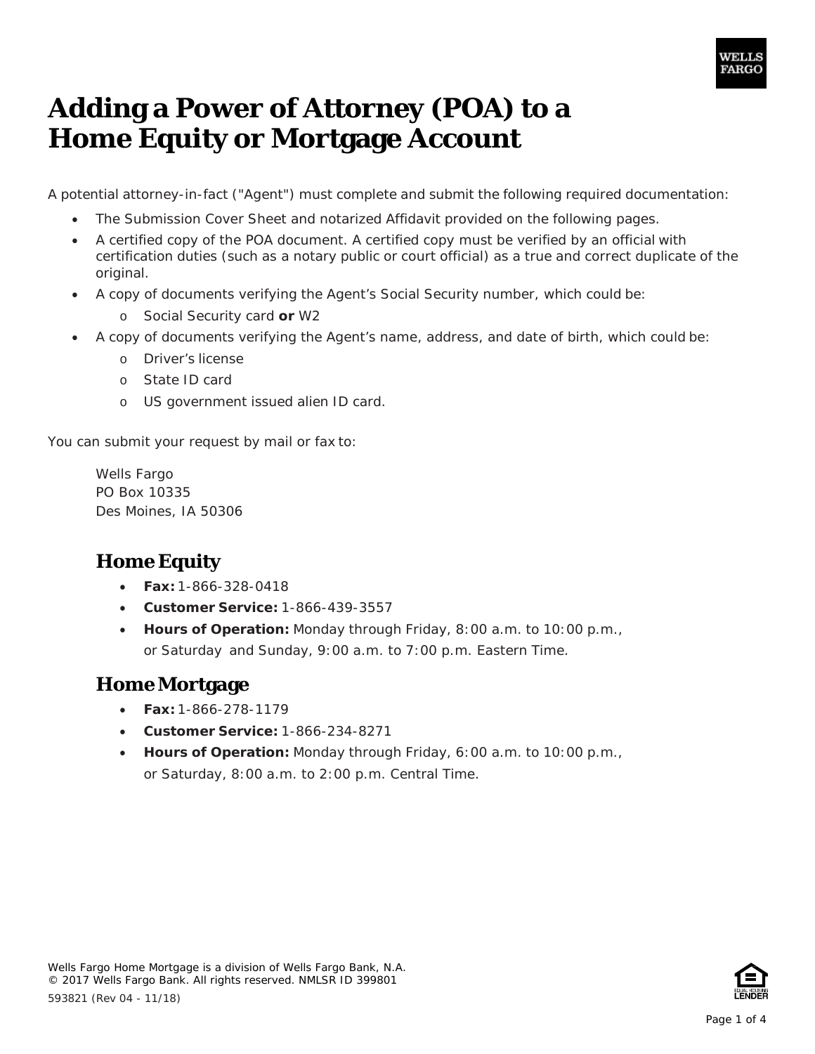# Adding a Power of Attorney (POA) to a Home Equity or Mortgage Account

A potential attorney-in-fact ("Agent") must complete and submit the following required documentation:

- The Submission Cover Sheet and notarized Affidavit provided on the following pages.
- A certified copy of the POA document. A certified copy must be verified by an official with certification duties (such as a notary public or court official) as a true and correct duplicate of the original.
- A copy of documents verifying the Agent's Social Security number, which could be:
  - Social Security card **or** W2
- A copy of documents verifying the Agent's name, address, and date of birth, which could be:
  - Driver's license
  - State ID card
  - US government issued alien ID card.

You can submit your request by mail or fax to:

Wells Fargo
PO Box 10335
Des Moines, IA 50306

## Home Equity

- **Fax:** 1-866-328-0418
- **Customer Service:** 1-866-439-3557
- **Hours of Operation:** Monday through Friday, 8:00 a.m. to 10:00 p.m., or Saturday and Sunday, 9:00 a.m. to 7:00 p.m. Eastern Time.

## Home Mortgage

- **Fax:** 1-866-278-1179
- **Customer Service:** 1-866-234-8271
- **Hours of Operation:** Monday through Friday, 6:00 a.m. to 10:00 p.m., or Saturday, 8:00 a.m. to 2:00 p.m. Central Time.

Wells Fargo Home Mortgage is a division of Wells Fargo Bank, N.A.
© 2017 Wells Fargo Bank. All rights reserved. NMLSR ID 399801
593821 (Rev 04 - 11/18)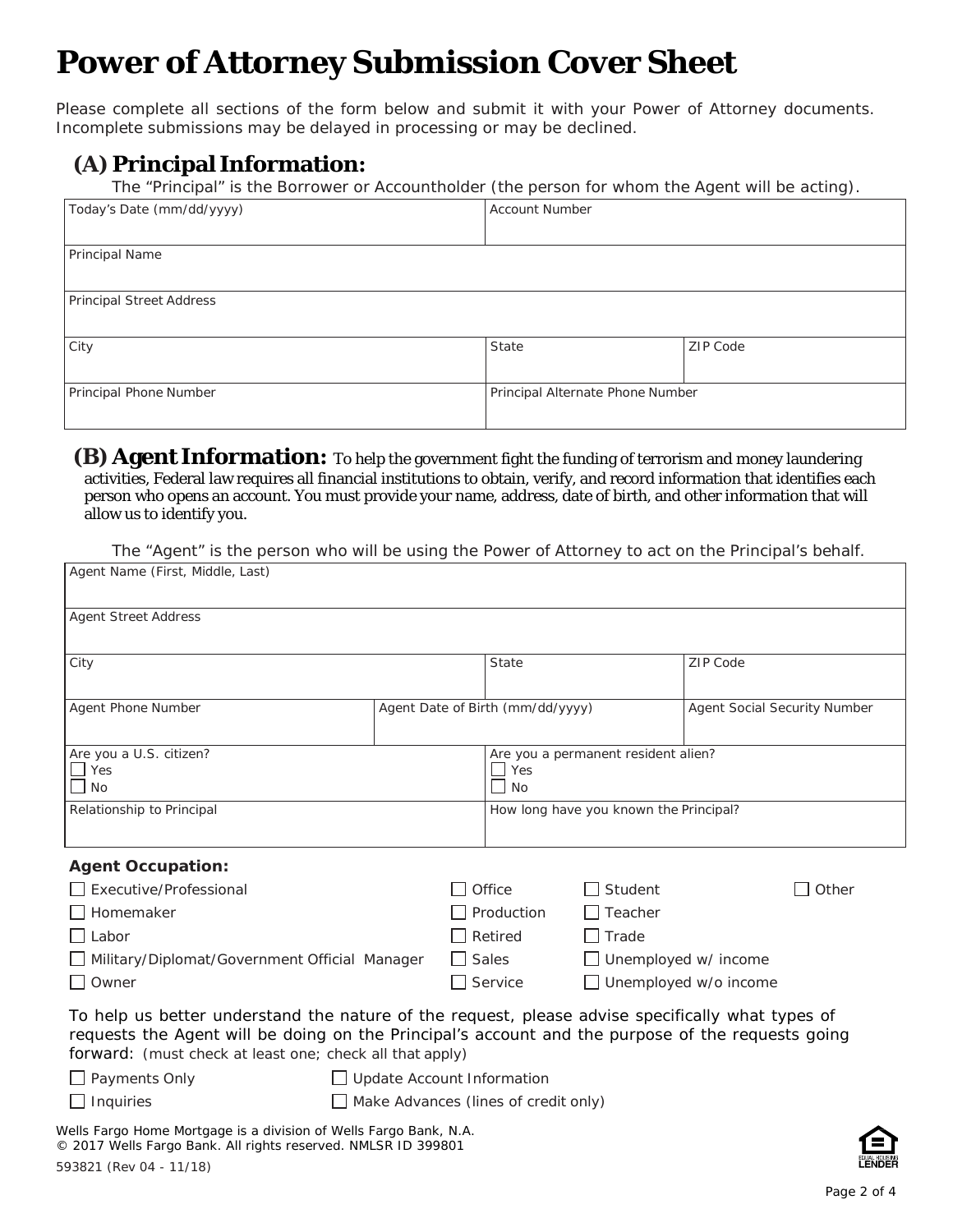# Power of Attorney Submission Cover Sheet

Please complete all sections of the form below and submit it with your Power of Attorney documents. Incomplete submissions may be delayed in processing or may be declined.

## (A) Principal Information:

The "Principal" is the Borrower or Accountholder (the person for whom the Agent will be acting).

| Today's Date (mm/dd/yyyy) | Account Number | |
|---|---|---|
| Principal Name | | |
| Principal Street Address | | |
| City | State | ZIP Code |
| Principal Phone Number | Principal Alternate Phone Number | |

## (B) Agent Information:

To help the government fight the funding of terrorism and money laundering activities, Federal law requires all financial institutions to obtain, verify, and record information that identifies each person who opens an account. You must provide your name, address, date of birth, and other information that will allow us to identify you.

The "Agent" is the person who will be using the Power of Attorney to act on the Principal's behalf.

| Agent Name (First, Middle, Last) | | |
|---|---|---|
| Agent Street Address | | |
| City | State | ZIP Code |
| Agent Phone Number | Agent Date of Birth (mm/dd/yyyy) | Agent Social Security Number |
| Are you a U.S. citizen? ☐ Yes ☐ No | Are you a permanent resident alien? ☐ Yes ☐ No | |
| Relationship to Principal | How long have you known the Principal? | |

**Agent Occupation:**

☐ Executive/Professional
☐ Homemaker
☐ Labor
☐ Military/Diplomat/Government Official Manager
☐ Owner
☐ Office
☐ Production
☐ Retired
☐ Sales
☐ Service
☐ Student
☐ Teacher
☐ Trade
☐ Unemployed w/ income
☐ Unemployed w/o income
☐ Other

To help us better understand the nature of the request, please advise specifically what types of requests the Agent will be doing on the Principal's account and the purpose of the requests going forward: (must check at least one; check all that apply)

☐ Payments Only
☐ Inquiries
☐ Update Account Information
☐ Make Advances (lines of credit only)

Wells Fargo Home Mortgage is a division of Wells Fargo Bank, N.A.
© 2017 Wells Fargo Bank. All rights reserved. NMLSR ID 399801

593821 (Rev 04 - 11/18)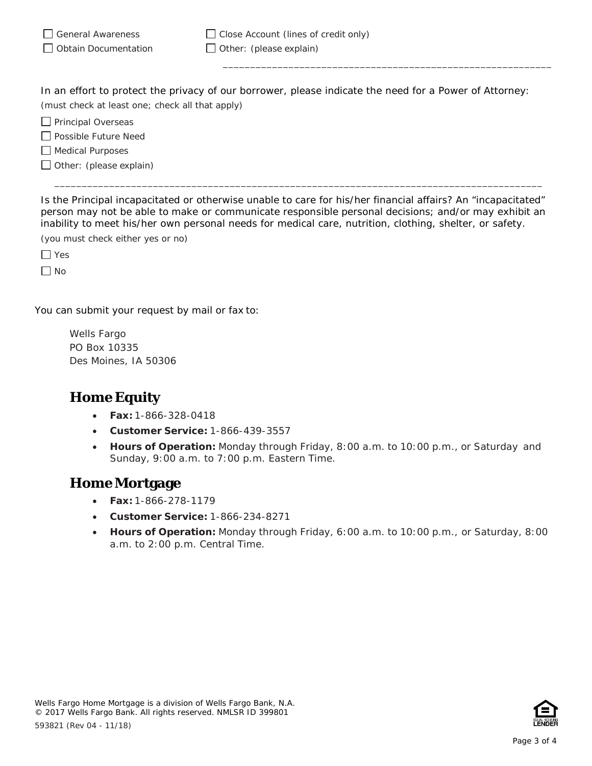- ☐ General Awareness
- ☐ Obtain Documentation
- ☐ Close Account (lines of credit only)
- ☐ Other: (please explain)

\_\_\_\_\_\_\_\_\_\_\_\_\_\_\_\_\_\_\_\_\_\_\_\_\_\_\_\_\_\_\_\_\_\_\_\_\_\_\_\_\_\_\_\_\_\_\_\_\_\_\_\_\_\_\_\_\_\_\_\_

In an effort to protect the privacy of our borrower, please indicate the need for a Power of Attorney:

(must check at least one; check all that apply)

- ☐ Principal Overseas
- ☐ Possible Future Need
- ☐ Medical Purposes
- ☐ Other: (please explain)

\_\_\_\_\_\_\_\_\_\_\_\_\_\_\_\_\_\_\_\_\_\_\_\_\_\_\_\_\_\_\_\_\_\_\_\_\_\_\_\_\_\_\_\_\_\_\_\_\_\_\_\_\_\_\_\_\_\_\_\_\_\_\_\_\_\_\_\_\_\_\_\_\_\_\_\_\_\_\_\_\_\_\_\_\_\_\_\_

Is the Principal incapacitated or otherwise unable to care for his/her financial affairs? An "incapacitated" person may not be able to make or communicate responsible personal decisions; and/or may exhibit an inability to meet his/her own personal needs for medical care, nutrition, clothing, shelter, or safety.

(you must check either yes or no)

- ☐ Yes
- ☐ No

You can submit your request by mail or fax to:

Wells Fargo
PO Box 10335
Des Moines, IA 50306

## Home Equity

- **Fax:** 1-866-328-0418
- **Customer Service:** 1-866-439-3557
- **Hours of Operation:** Monday through Friday, 8:00 a.m. to 10:00 p.m., or Saturday and Sunday, 9:00 a.m. to 7:00 p.m. Eastern Time.

## Home Mortgage

- **Fax:** 1-866-278-1179
- **Customer Service:** 1-866-234-8271
- **Hours of Operation:** Monday through Friday, 6:00 a.m. to 10:00 p.m., or Saturday, 8:00 a.m. to 2:00 p.m. Central Time.

Wells Fargo Home Mortgage is a division of Wells Fargo Bank, N.A.
© 2017 Wells Fargo Bank. All rights reserved. NMLSR ID 399801
593821 (Rev 04 - 11/18)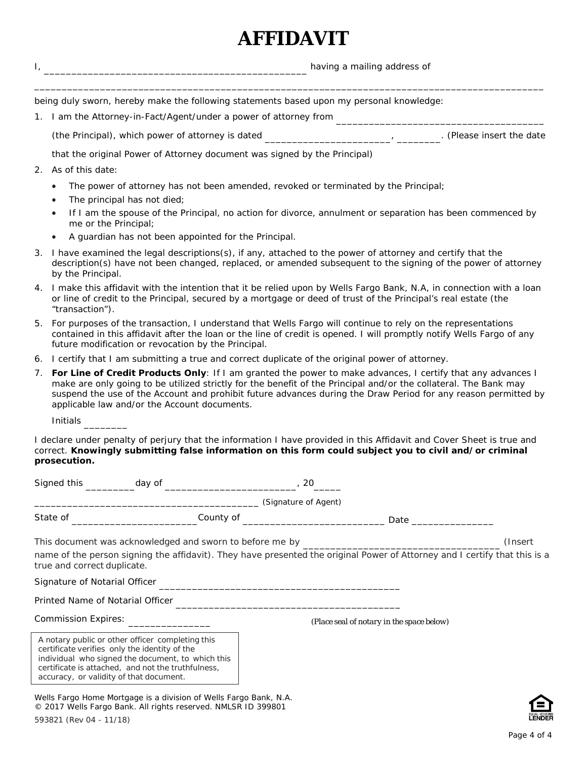# AFFIDAVIT

I, _________________________________________________ having a mailing address of

_______________________________________________________________________________________________

being duly sworn, hereby make the following statements based upon my personal knowledge:

1. I am the Attorney-in-Fact/Agent/under a power of attorney from _______________________________________ (the Principal), which power of attorney is dated _______________________, ________. (Please insert the date that the original Power of Attorney document was signed by the Principal)
2. As of this date:
   - The power of attorney has not been amended, revoked or terminated by the Principal;
   - The principal has not died;
   - If I am the spouse of the Principal, no action for divorce, annulment or separation has been commenced by me or the Principal;
   - A guardian has not been appointed for the Principal.
3. I have examined the legal descriptions(s), if any, attached to the power of attorney and certify that the description(s) have not been changed, replaced, or amended subsequent to the signing of the power of attorney by the Principal.
4. I make this affidavit with the intention that it be relied upon by Wells Fargo Bank, N.A, in connection with a loan or line of credit to the Principal, secured by a mortgage or deed of trust of the Principal's real estate (the "transaction").
5. For purposes of the transaction, I understand that Wells Fargo will continue to rely on the representations contained in this affidavit after the loan or the line of credit is opened. I will promptly notify Wells Fargo of any future modification or revocation by the Principal.
6. I certify that I am submitting a true and correct duplicate of the original power of attorney.
7. **For Line of Credit Products Only**: If I am granted the power to make advances, I certify that any advances I make are only going to be utilized strictly for the benefit of the Principal and/or the collateral. The Bank may suspend the use of the Account and prohibit future advances during the Draw Period for any reason permitted by applicable law and/or the Account documents.

   Initials ________

I declare under penalty of perjury that the information I have provided in this Affidavit and Cover Sheet is true and correct. **Knowingly submitting false information on this form could subject you to civil and/or criminal prosecution.**

Signed this _________day of _______________________, 20_____

_________________________________________ (Signature of Agent)

State of ______________________County of _________________________ Date ______________

This document was acknowledged and sworn to before me by ___________________________________ (Insert name of the person signing the affidavit). They have presented the original Power of Attorney and I certify that this is a true and correct duplicate.

Signature of Notarial Officer ___________________________________________

Printed Name of Notarial Officer _________________________________________

Commission Expires: ______________

*(Place seal of notary in the space below)*

A notary public or other officer completing this certificate verifies only the identity of the individual who signed the document, to which this certificate is attached, and not the truthfulness, accuracy, or validity of that document.

Wells Fargo Home Mortgage is a division of Wells Fargo Bank, N.A.
© 2017 Wells Fargo Bank. All rights reserved. NMLSR ID 399801

593821 (Rev 04 - 11/18)

EQUAL HOUSING LENDER